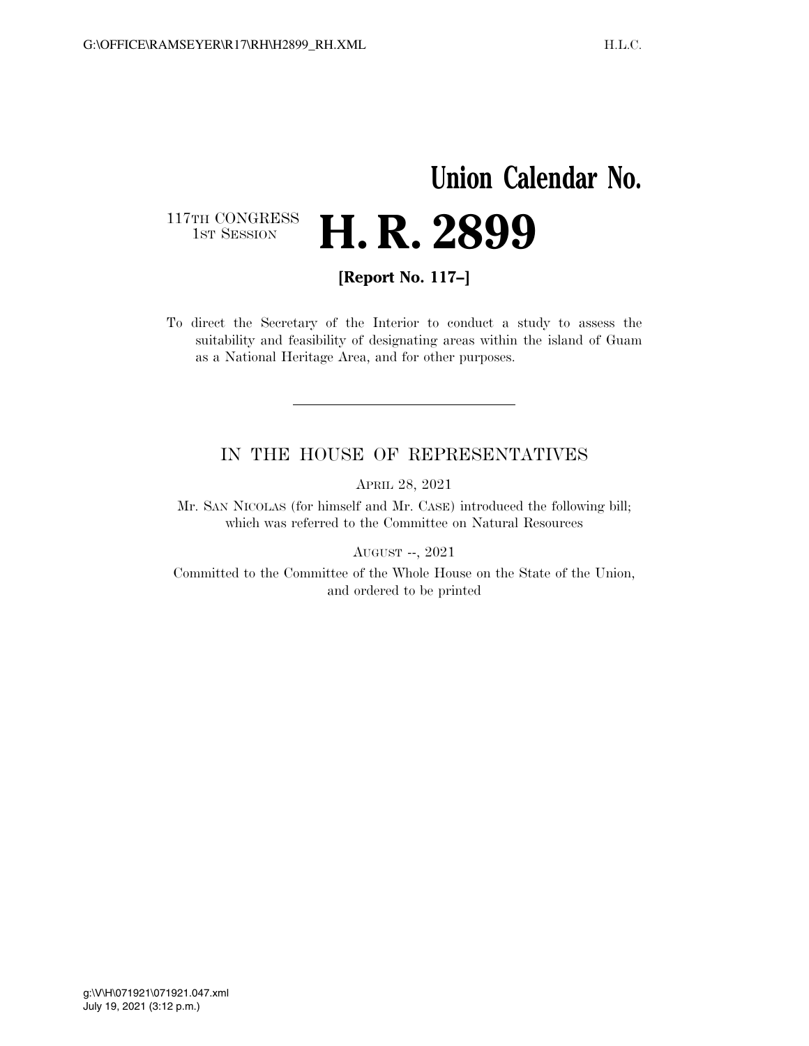# Union Calendar No.

117TH CONGRESS
1ST SESSION

# H. R. 2899

**[Report No. 117–]**

To direct the Secretary of the Interior to conduct a study to assess the suitability and feasibility of designating areas within the island of Guam as a National Heritage Area, and for other purposes.

---

## IN THE HOUSE OF REPRESENTATIVES

APRIL 28, 2021

Mr. SAN NICOLAS (for himself and Mr. CASE) introduced the following bill; which was referred to the Committee on Natural Resources

AUGUST --, 2021

Committed to the Committee of the Whole House on the State of the Union, and ordered to be printed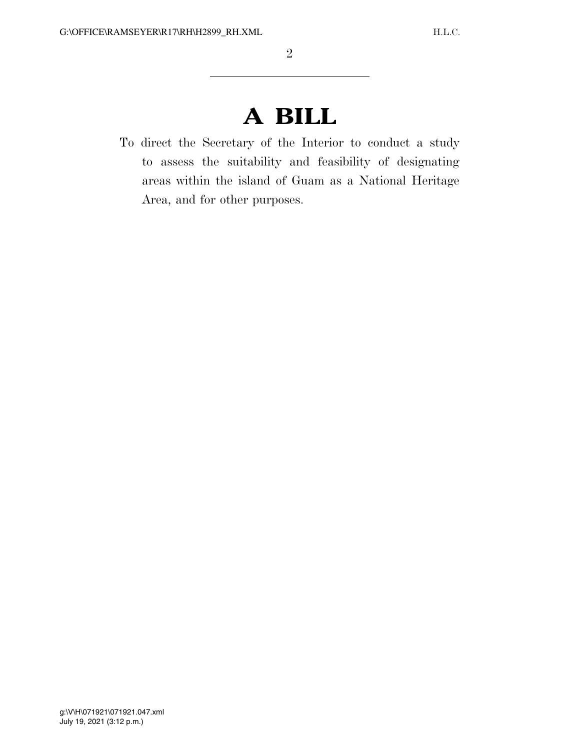# A BILL

To direct the Secretary of the Interior to conduct a study to assess the suitability and feasibility of designating areas within the island of Guam as a National Heritage Area, and for other purposes.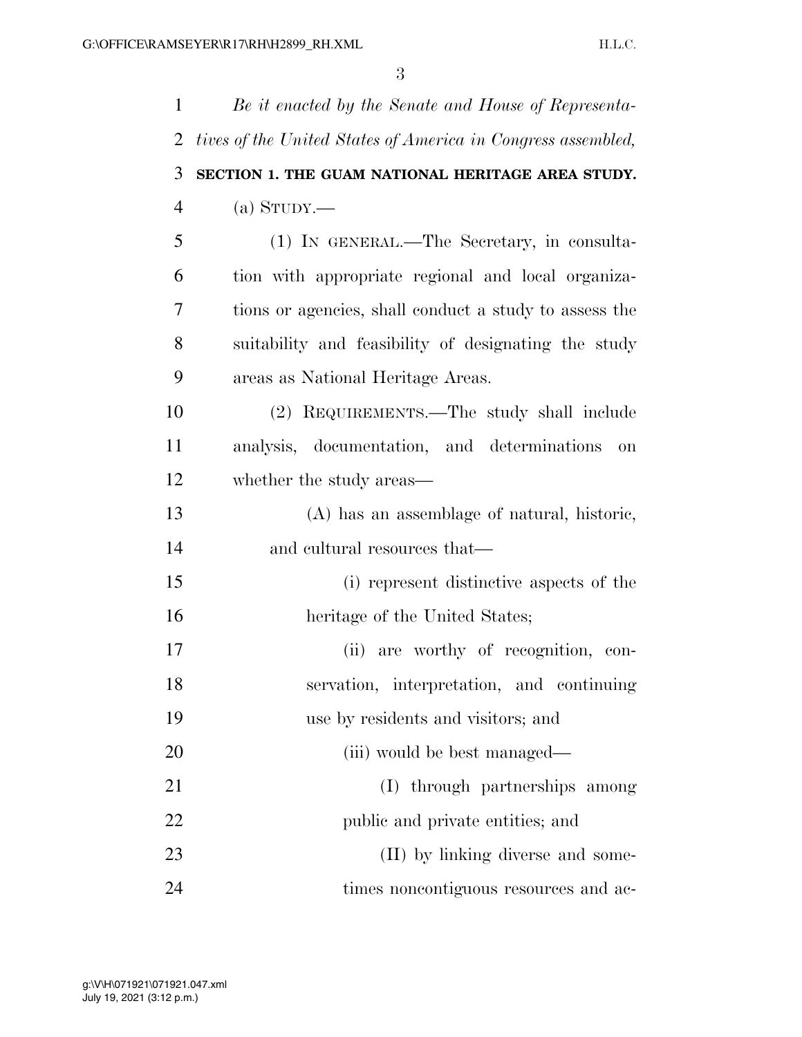*Be it enacted by the Senate and House of Representatives of the United States of America in Congress assembled,*

**SECTION 1. THE GUAM NATIONAL HERITAGE AREA STUDY.**

(a) STUDY.—

(1) IN GENERAL.—The Secretary, in consultation with appropriate regional and local organizations or agencies, shall conduct a study to assess the suitability and feasibility of designating the study areas as National Heritage Areas.

(2) REQUIREMENTS.—The study shall include analysis, documentation, and determinations on whether the study areas—

(A) has an assemblage of natural, historic, and cultural resources that—

(i) represent distinctive aspects of the heritage of the United States;

(ii) are worthy of recognition, conservation, interpretation, and continuing use by residents and visitors; and

(iii) would be best managed—

(I) through partnerships among public and private entities; and

(II) by linking diverse and sometimes noncontiguous resources and ac-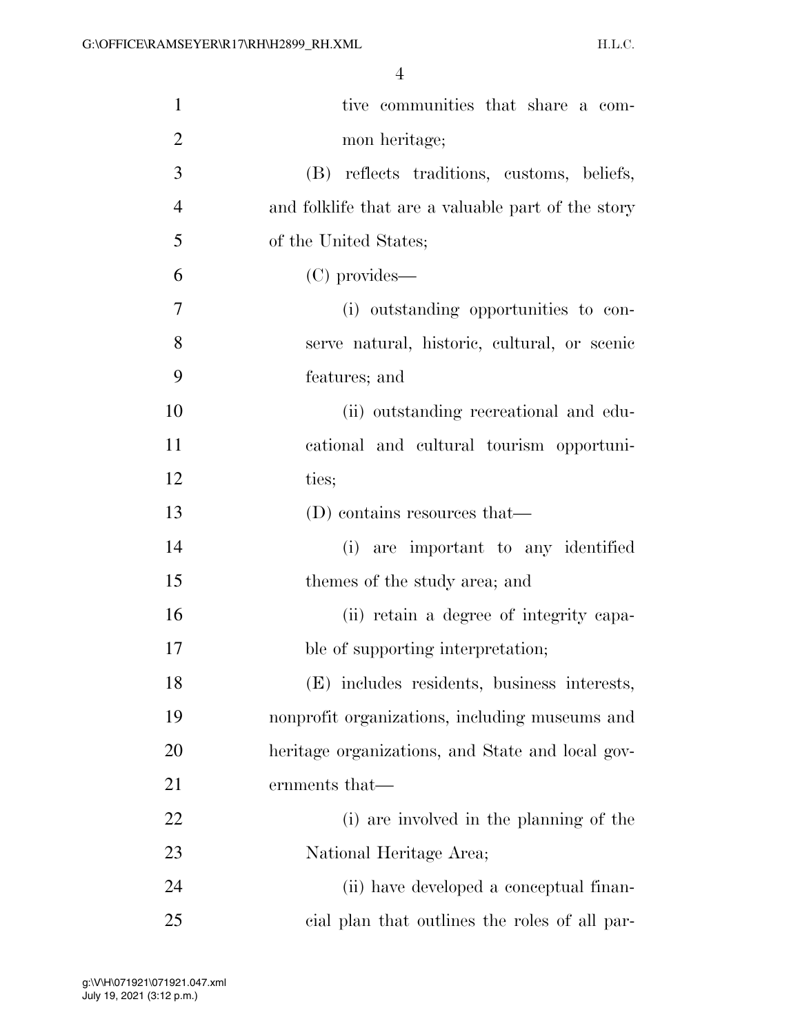tive communities that share a common heritage;

(B) reflects traditions, customs, beliefs, and folklife that are a valuable part of the story of the United States;

(C) provides—

(i) outstanding opportunities to conserve natural, historic, cultural, or scenic features; and

(ii) outstanding recreational and educational and cultural tourism opportunities;

(D) contains resources that—

(i) are important to any identified themes of the study area; and

(ii) retain a degree of integrity capable of supporting interpretation;

(E) includes residents, business interests, nonprofit organizations, including museums and heritage organizations, and State and local governments that—

(i) are involved in the planning of the National Heritage Area;

(ii) have developed a conceptual financial plan that outlines the roles of all par-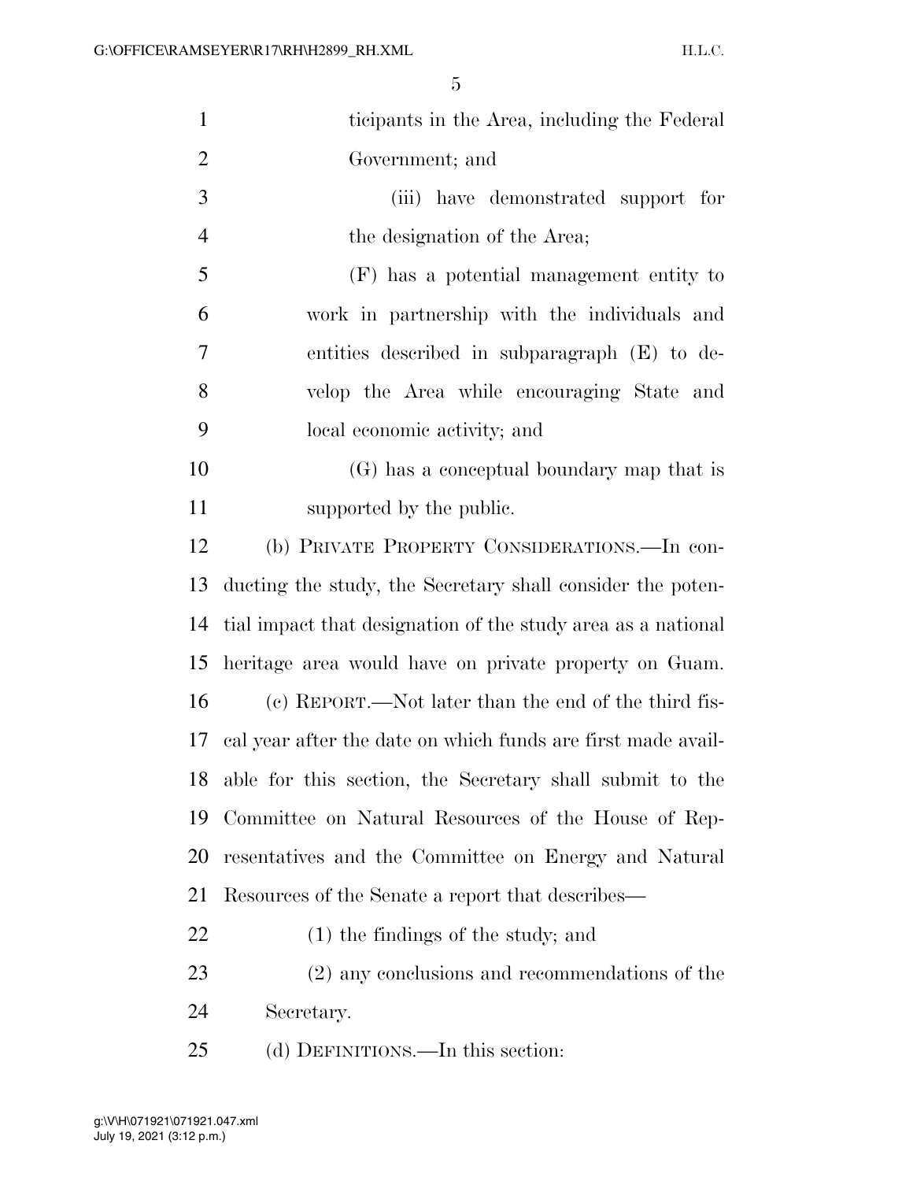ticipants in the Area, including the Federal Government; and

(iii) have demonstrated support for the designation of the Area;

(F) has a potential management entity to work in partnership with the individuals and entities described in subparagraph (E) to develop the Area while encouraging State and local economic activity; and

(G) has a conceptual boundary map that is supported by the public.

(b) PRIVATE PROPERTY CONSIDERATIONS.—In conducting the study, the Secretary shall consider the potential impact that designation of the study area as a national heritage area would have on private property on Guam.

(c) REPORT.—Not later than the end of the third fiscal year after the date on which funds are first made available for this section, the Secretary shall submit to the Committee on Natural Resources of the House of Representatives and the Committee on Energy and Natural Resources of the Senate a report that describes—

(1) the findings of the study; and

(2) any conclusions and recommendations of the Secretary.

(d) DEFINITIONS.—In this section: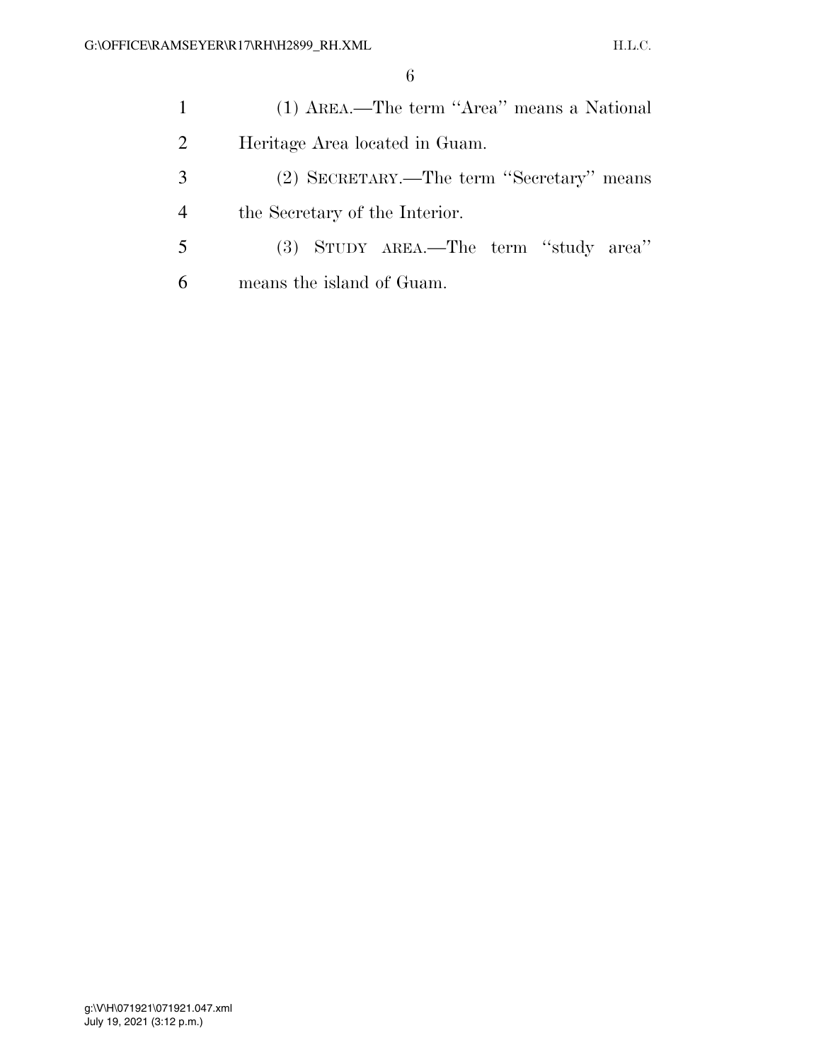(1) AREA.—The term "Area" means a National Heritage Area located in Guam.

(2) SECRETARY.—The term "Secretary" means the Secretary of the Interior.

(3) STUDY AREA.—The term "study area" means the island of Guam.